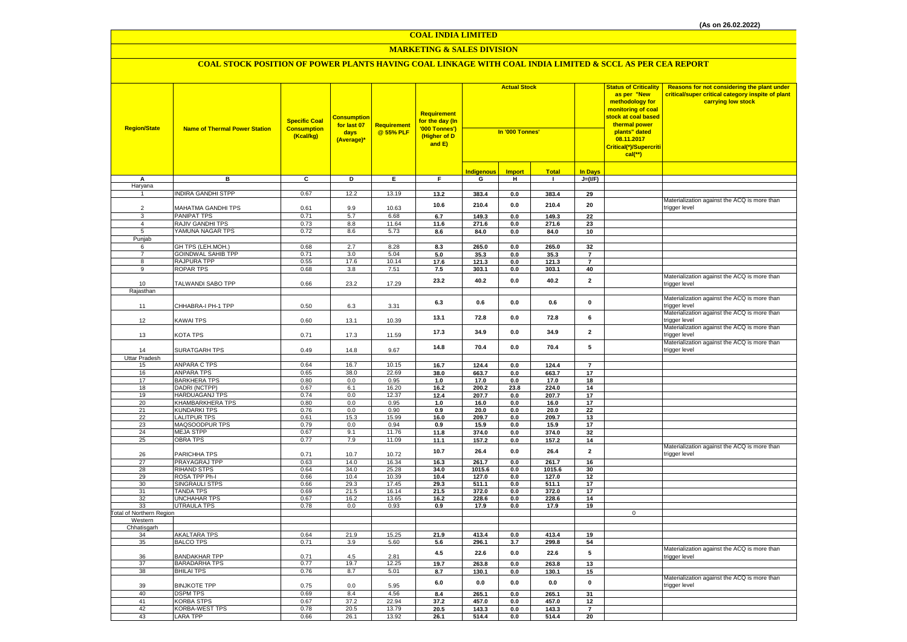(As on 26.02.2022)

# COAL INDIA LIMITED

## MARKETING & SALES DIVISION

### COAL STOCK POSITION OF POWER PLANTS HAVING COAL LINKAGE WITH COAL INDIA LIMITED & SCCL AS PER CEA REPORT

| Region/State | Name of Thermal Power Station | Specific Coal Consumption (Kcal/kg) | Consumption for last 07 days (Average)* | Requirement @ 55% PLF | Requirement for the day (In '000 Tonnes') (Higher of D and E) | Actual Stock In '000 Tonnes' | | | | Status of Criticality as per "New methodology for monitoring of coal stock at coal based thermal power plants" dated 08.11.2017 Critical(*)/Supercritical(**) | Reasons for not considering the plant under critical/super critical category inspite of plant carrying low stock |
|---|---|---|---|---|---|---|---|---|---|---|---|
| | | | | | | Indigenous | Import | Total | In Days | | |
| A | B | C | D | E | F | G | H | I | J=(I/F) | | |
| Haryana | | | | | | | | | | | |
| 1 | INDIRA GANDHI STPP | 0.67 | 12.2 | 13.19 | 13.2 | 383.4 | 0.0 | 383.4 | 29 | | |
| 2 | MAHATMA GANDHI TPS | 0.61 | 9.9 | 10.63 | 10.6 | 210.4 | 0.0 | 210.4 | 20 | | Materialization against the ACQ is more than trigger level |
| 3 | PANIPAT TPS | 0.71 | 5.7 | 6.68 | 6.7 | 149.3 | 0.0 | 149.3 | 22 | | |
| 4 | RAJIV GANDHI TPS | 0.73 | 8.8 | 11.64 | 11.6 | 271.6 | 0.0 | 271.6 | 23 | | |
| 5 | YAMUNA NAGAR TPS | 0.72 | 8.6 | 5.73 | 8.6 | 84.0 | 0.0 | 84.0 | 10 | | |
| Punjab | | | | | | | | | | | |
| 6 | GH TPS (LEH.MOH.) | 0.68 | 2.7 | 8.28 | 8.3 | 265.0 | 0.0 | 265.0 | 32 | | |
| 7 | GOINDWAL SAHIB TPP | 0.71 | 3.0 | 5.04 | 5.0 | 35.3 | 0.0 | 35.3 | 7 | | |
| 8 | RAJPURA TPP | 0.55 | 17.6 | 10.14 | 17.6 | 121.3 | 0.0 | 121.3 | 7 | | |
| 9 | ROPAR TPS | 0.68 | 3.8 | 7.51 | 7.5 | 303.1 | 0.0 | 303.1 | 40 | | |
| 10 | TALWANDI SABO TPP | 0.66 | 23.2 | 17.29 | 23.2 | 40.2 | 0.0 | 40.2 | 2 | | Materialization against the ACQ is more than trigger level |
| Rajasthan | | | | | | | | | | | |
| 11 | CHHABRA-I PH-1 TPP | 0.50 | 6.3 | 3.31 | 6.3 | 0.6 | 0.0 | 0.6 | 0 | | Materialization against the ACQ is more than trigger level |
| 12 | KAWAI TPS | 0.60 | 13.1 | 10.39 | 13.1 | 72.8 | 0.0 | 72.8 | 6 | | Materialization against the ACQ is more than trigger level |
| 13 | KOTA TPS | 0.71 | 17.3 | 11.59 | 17.3 | 34.9 | 0.0 | 34.9 | 2 | | Materialization against the ACQ is more than trigger level |
| 14 | SURATGARH TPS | 0.49 | 14.8 | 9.67 | 14.8 | 70.4 | 0.0 | 70.4 | 5 | | Materialization against the ACQ is more than trigger level |
| Uttar Pradesh | | | | | | | | | | | |
| 15 | ANPARA C TPS | 0.64 | 16.7 | 10.15 | 16.7 | 124.4 | 0.0 | 124.4 | 7 | | |
| 16 | ANPARA TPS | 0.65 | 38.0 | 22.69 | 38.0 | 663.7 | 0.0 | 663.7 | 17 | | |
| 17 | BARKHERA TPS | 0.80 | 0.0 | 0.95 | 1.0 | 17.0 | 0.0 | 17.0 | 18 | | |
| 18 | DADRI (NCTPP) | 0.67 | 6.1 | 16.20 | 16.2 | 200.2 | 23.8 | 224.0 | 14 | | |
| 19 | HARDUAGANJ TPS | 0.74 | 0.0 | 12.37 | 12.4 | 207.7 | 0.0 | 207.7 | 17 | | |
| 20 | KHAMBARKHERA TPS | 0.80 | 0.0 | 0.95 | 1.0 | 16.0 | 0.0 | 16.0 | 17 | | |
| 21 | KUNDARKI TPS | 0.76 | 0.0 | 0.90 | 0.9 | 20.0 | 0.0 | 20.0 | 22 | | |
| 22 | LALITPUR TPS | 0.61 | 15.3 | 15.99 | 16.0 | 209.7 | 0.0 | 209.7 | 13 | | |
| 23 | MAQSOODPUR TPS | 0.79 | 0.0 | 0.94 | 0.9 | 15.9 | 0.0 | 15.9 | 17 | | |
| 24 | MEJA STPP | 0.67 | 9.1 | 11.76 | 11.8 | 374.0 | 0.0 | 374.0 | 32 | | |
| 25 | OBRA TPS | 0.77 | 7.9 | 11.09 | 11.1 | 157.2 | 0.0 | 157.2 | 14 | | |
| 26 | PARICHHA TPS | 0.71 | 10.7 | 10.72 | 10.7 | 26.4 | 0.0 | 26.4 | 2 | | Materialization against the ACQ is more than trigger level |
| 27 | PRAYAGRAJ TPP | 0.63 | 14.0 | 16.34 | 16.3 | 261.7 | 0.0 | 261.7 | 16 | | |
| 28 | RIHAND STPS | 0.64 | 34.0 | 25.28 | 34.0 | 1015.6 | 0.0 | 1015.6 | 30 | | |
| 29 | ROSA TPP Ph-I | 0.66 | 10.4 | 10.39 | 10.4 | 127.0 | 0.0 | 127.0 | 12 | | |
| 30 | SINGRAULI STPS | 0.66 | 29.3 | 17.45 | 29.3 | 511.1 | 0.0 | 511.1 | 17 | | |
| 31 | TANDA TPS | 0.69 | 21.5 | 16.14 | 21.5 | 372.0 | 0.0 | 372.0 | 17 | | |
| 32 | UNCHAHAR TPS | 0.67 | 16.2 | 13.65 | 16.2 | 228.6 | 0.0 | 228.6 | 14 | | |
| 33 | UTRAULA TPS | 0.78 | 0.0 | 0.93 | 0.9 | 17.9 | 0.0 | 17.9 | 19 | | |
| Total of Northern Region | | | | | | | | | | 0 | |
| Western | | | | | | | | | | | |
| Chhatisgarh | | | | | | | | | | | |
| 34 | AKALTARA TPS | 0.64 | 21.9 | 15.25 | 21.9 | 413.4 | 0.0 | 413.4 | 19 | | |
| 35 | BALCO TPS | 0.71 | 3.9 | 5.60 | 5.6 | 296.1 | 3.7 | 299.8 | 54 | | |
| 36 | BANDAKHAR TPP | 0.71 | 4.5 | 2.81 | 4.5 | 22.6 | 0.0 | 22.6 | 5 | | Materialization against the ACQ is more than trigger level |
| 37 | BARADARHA TPS | 0.77 | 19.7 | 12.25 | 19.7 | 263.8 | 0.0 | 263.8 | 13 | | |
| 38 | BHILAI TPS | 0.76 | 8.7 | 5.01 | 8.7 | 130.1 | 0.0 | 130.1 | 15 | | |
| 39 | BINJKOTE TPP | 0.75 | 0.0 | 5.95 | 6.0 | 0.0 | 0.0 | 0.0 | 0 | | Materialization against the ACQ is more than trigger level |
| 40 | DSPM TPS | 0.69 | 8.4 | 4.56 | 8.4 | 265.1 | 0.0 | 265.1 | 31 | | |
| 41 | KORBA STPS | 0.67 | 37.2 | 22.94 | 37.2 | 457.0 | 0.0 | 457.0 | 12 | | |
| 42 | KORBA-WEST TPS | 0.78 | 20.5 | 13.79 | 20.5 | 143.3 | 0.0 | 143.3 | 7 | | |
| 43 | LARA TPP | 0.66 | 26.1 | 13.92 | 26.1 | 514.4 | 0.0 | 514.4 | 20 | | |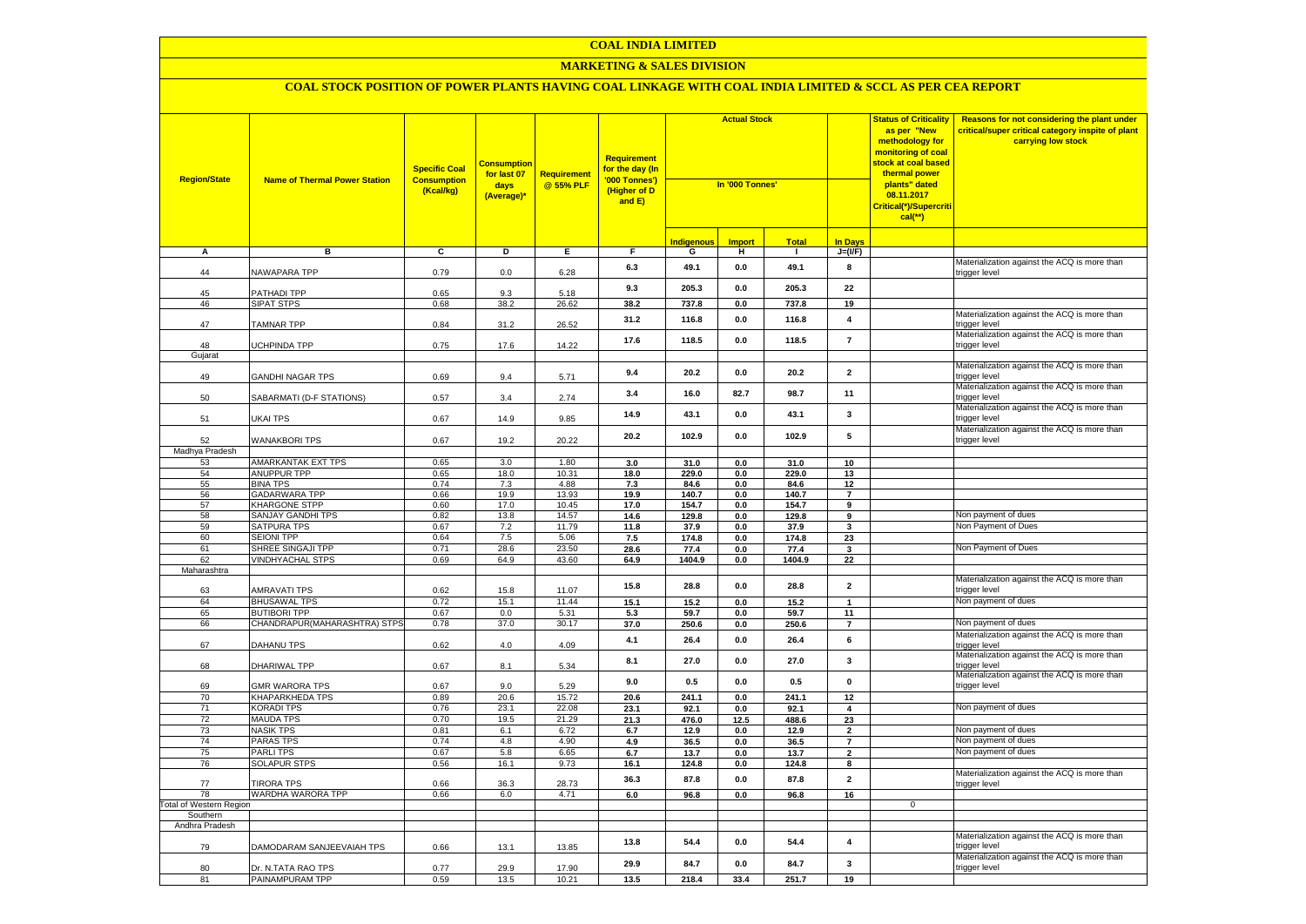# COAL INDIA LIMITED

## MARKETING & SALES DIVISION

### COAL STOCK POSITION OF POWER PLANTS HAVING COAL LINKAGE WITH COAL INDIA LIMITED & SCCL AS PER CEA REPORT

| Region/State | Name of Thermal Power Station | Specific Coal Consumption (Kcal/kg) | Consumption for last 07 days (Average)* | Requirement @ 55% PLF | Requirement for the day (In '000 Tonnes') (Higher of D and E) | Actual Stock In '000 Tonnes' | | | | Status of Criticality as per "New methodology for monitoring of coal stock at coal based thermal power plants" dated 08.11.2017 Critical(*)/Supercritical(**) | Reasons for not considering the plant under critical/super critical category inspite of plant carrying low stock |
|---|---|---|---|---|---|---|---|---|---|---|---|
| | | | | | | Indigenous | Import | Total | In Days | | |
| A | B | C | D | E | F | G | H | I | J=(I/F) | | |
| 44 | NAWAPARA TPP | 0.79 | 0.0 | 6.28 | 6.3 | 49.1 | 0.0 | 49.1 | 8 | | Materialization against the ACQ is more than trigger level |
| 45 | PATHADI TPP | 0.65 | 9.3 | 5.18 | 9.3 | 205.3 | 0.0 | 205.3 | 22 | | |
| 46 | SIPAT STPS | 0.68 | 38.2 | 26.62 | 38.2 | 737.8 | 0.0 | 737.8 | 19 | | |
| 47 | TAMNAR TPP | 0.84 | 31.2 | 26.52 | 31.2 | 116.8 | 0.0 | 116.8 | 4 | | Materialization against the ACQ is more than trigger level |
| 48 | UCHPINDA TPP | 0.75 | 17.6 | 14.22 | 17.6 | 118.5 | 0.0 | 118.5 | 7 | | Materialization against the ACQ is more than trigger level |
| Gujarat | | | | | | | | | | | |
| 49 | GANDHI NAGAR TPS | 0.69 | 9.4 | 5.71 | 9.4 | 20.2 | 0.0 | 20.2 | 2 | | Materialization against the ACQ is more than trigger level |
| 50 | SABARMATI (D-F STATIONS) | 0.57 | 3.4 | 2.74 | 3.4 | 16.0 | 82.7 | 98.7 | 11 | | Materialization against the ACQ is more than trigger level |
| 51 | UKAI TPS | 0.67 | 14.9 | 9.85 | 14.9 | 43.1 | 0.0 | 43.1 | 3 | | Materialization against the ACQ is more than trigger level |
| 52 | WANAKBORI TPS | 0.67 | 19.2 | 20.22 | 20.2 | 102.9 | 0.0 | 102.9 | 5 | | Materialization against the ACQ is more than trigger level |
| Madhya Pradesh | | | | | | | | | | | |
| 53 | AMARKANTAK EXT TPS | 0.65 | 3.0 | 1.80 | 3.0 | 31.0 | 0.0 | 31.0 | 10 | | |
| 54 | ANUPPUR TPP | 0.65 | 18.0 | 10.31 | 18.0 | 229.0 | 0.0 | 229.0 | 13 | | |
| 55 | BINA TPS | 0.74 | 7.3 | 4.88 | 7.3 | 84.6 | 0.0 | 84.6 | 12 | | |
| 56 | GADARWARA TPP | 0.66 | 19.9 | 13.93 | 19.9 | 140.7 | 0.0 | 140.7 | 7 | | |
| 57 | KHARGONE STPP | 0.60 | 17.0 | 10.45 | 17.0 | 154.7 | 0.0 | 154.7 | 9 | | |
| 58 | SANJAY GANDHI TPS | 0.82 | 13.8 | 14.57 | 14.6 | 129.8 | 0.0 | 129.8 | 9 | | Non payment of dues |
| 59 | SATPURA TPS | 0.67 | 7.2 | 11.79 | 11.8 | 37.9 | 0.0 | 37.9 | 3 | | Non Payment of Dues |
| 60 | SEIONI TPP | 0.64 | 7.5 | 5.06 | 7.5 | 174.8 | 0.0 | 174.8 | 23 | | |
| 61 | SHREE SINGAJI TPP | 0.71 | 28.6 | 23.50 | 28.6 | 77.4 | 0.0 | 77.4 | 3 | | Non Payment of Dues |
| 62 | VINDHYACHAL STPS | 0.69 | 64.9 | 43.60 | 64.9 | 1404.9 | 0.0 | 1404.9 | 22 | | |
| Maharashtra | | | | | | | | | | | |
| 63 | AMRAVATI TPS | 0.62 | 15.8 | 11.07 | 15.8 | 28.8 | 0.0 | 28.8 | 2 | | Materialization against the ACQ is more than trigger level |
| 64 | BHUSAWAL TPS | 0.72 | 15.1 | 11.44 | 15.1 | 15.2 | 0.0 | 15.2 | 1 | | Non payment of dues |
| 65 | BUTIBORI TPP | 0.67 | 0.0 | 5.31 | 5.3 | 59.7 | 0.0 | 59.7 | 11 | | |
| 66 | CHANDRAPUR(MAHARASHTRA) STPS | 0.78 | 37.0 | 30.17 | 37.0 | 250.6 | 0.0 | 250.6 | 7 | | Non payment of dues |
| 67 | DAHANU TPS | 0.62 | 4.0 | 4.09 | 4.1 | 26.4 | 0.0 | 26.4 | 6 | | Materialization against the ACQ is more than trigger level |
| 68 | DHARIWAL TPP | 0.67 | 8.1 | 5.34 | 8.1 | 27.0 | 0.0 | 27.0 | 3 | | Materialization against the ACQ is more than trigger level |
| 69 | GMR WARORA TPS | 0.67 | 9.0 | 5.29 | 9.0 | 0.5 | 0.0 | 0.5 | 0 | | Materialization against the ACQ is more than trigger level |
| 70 | KHAPARKHEDA TPS | 0.89 | 20.6 | 15.72 | 20.6 | 241.1 | 0.0 | 241.1 | 12 | | |
| 71 | KORADI TPS | 0.76 | 23.1 | 22.08 | 23.1 | 92.1 | 0.0 | 92.1 | 4 | | Non payment of dues |
| 72 | MAUDA TPS | 0.70 | 19.5 | 21.29 | 21.3 | 476.0 | 12.5 | 488.6 | 23 | | |
| 73 | NASIK TPS | 0.81 | 6.1 | 6.72 | 6.7 | 12.9 | 0.0 | 12.9 | 2 | | Non payment of dues |
| 74 | PARAS TPS | 0.74 | 4.8 | 4.90 | 4.9 | 36.5 | 0.0 | 36.5 | 7 | | Non payment of dues |
| 75 | PARLI TPS | 0.67 | 5.8 | 6.65 | 6.7 | 13.7 | 0.0 | 13.7 | 2 | | Non payment of dues |
| 76 | SOLAPUR STPS | 0.56 | 16.1 | 9.73 | 16.1 | 124.8 | 0.0 | 124.8 | 8 | | |
| 77 | TIRORA TPS | 0.66 | 36.3 | 28.73 | 36.3 | 87.8 | 0.0 | 87.8 | 2 | | Materialization against the ACQ is more than trigger level |
| 78 | WARDHA WARORA TPP | 0.66 | 6.0 | 4.71 | 6.0 | 96.8 | 0.0 | 96.8 | 16 | | |
| Total of Western Region | | | | | | | | | | 0 | |
| Southern | | | | | | | | | | | |
| Andhra Pradesh | | | | | | | | | | | |
| 79 | DAMODARAM SANJEEVAIAH TPS | 0.66 | 13.1 | 13.85 | 13.8 | 54.4 | 0.0 | 54.4 | 4 | | Materialization against the ACQ is more than trigger level |
| 80 | Dr. N.TATA RAO TPS | 0.77 | 29.9 | 17.90 | 29.9 | 84.7 | 0.0 | 84.7 | 3 | | Materialization against the ACQ is more than trigger level |
| 81 | PAINAMPURAM TPP | 0.59 | 13.5 | 10.21 | 13.5 | 218.4 | 33.4 | 251.7 | 19 | | |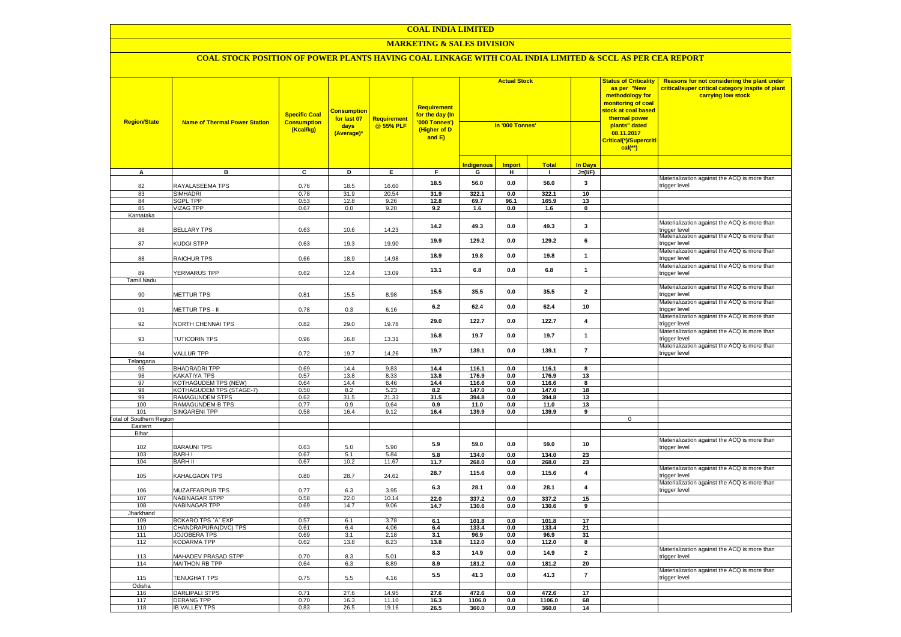# COAL INDIA LIMITED

## MARKETING & SALES DIVISION

### COAL STOCK POSITION OF POWER PLANTS HAVING COAL LINKAGE WITH COAL INDIA LIMITED & SCCL AS PER CEA REPORT

| Region/State | Name of Thermal Power Station | Specific Coal Consumption (Kcal/kg) | Consumption for last 07 days (Average)* | Requirement @ 55% PLF | Requirement for the day (In '000 Tonnes') (Higher of D and E) | Actual Stock In '000 Tonnes' | | | | Status of Criticality as per "New methodology for monitoring of coal stock at coal based thermal power plants" dated 08.11.2017 Critical(*)/Supercritical(**) | Reasons for not considering the plant under critical/super critical category inspite of plant carrying low stock |
|---|---|---|---|---|---|---|---|---|---|---|---|
| | | | | | | Indigenous | Import | Total | In Days | | |
| A | B | C | D | E | F | G | H | I | J=(I/F) | | |
| 82 | RAYALASEEMA TPS | 0.76 | 18.5 | 16.60 | 18.5 | 56.0 | 0.0 | 56.0 | 3 | | Materialization against the ACQ is more than trigger level |
| 83 | SIMHADRI | 0.78 | 31.9 | 20.54 | 31.9 | 322.1 | 0.0 | 322.1 | 10 | | |
| 84 | SGPL TPP | 0.53 | 12.8 | 9.26 | 12.8 | 69.7 | 96.1 | 165.9 | 13 | | |
| 85 | VIZAG TPP | 0.67 | 0.0 | 9.20 | 9.2 | 1.6 | 0.0 | 1.6 | 0 | | |
| Karnataka | | | | | | | | | | | |
| 86 | BELLARY TPS | 0.63 | 10.6 | 14.23 | 14.2 | 49.3 | 0.0 | 49.3 | 3 | | Materialization against the ACQ is more than trigger level |
| 87 | KUDGI STPP | 0.63 | 19.3 | 19.90 | 19.9 | 129.2 | 0.0 | 129.2 | 6 | | Materialization against the ACQ is more than trigger level |
| 88 | RAICHUR TPS | 0.66 | 18.9 | 14.98 | 18.9 | 19.8 | 0.0 | 19.8 | 1 | | Materialization against the ACQ is more than trigger level |
| 89 | YERMARUS TPP | 0.62 | 12.4 | 13.09 | 13.1 | 6.8 | 0.0 | 6.8 | 1 | | Materialization against the ACQ is more than trigger level |
| Tamil Nadu | | | | | | | | | | | |
| 90 | METTUR TPS | 0.81 | 15.5 | 8.98 | 15.5 | 35.5 | 0.0 | 35.5 | 2 | | Materialization against the ACQ is more than trigger level |
| 91 | METTUR TPS - II | 0.78 | 0.3 | 6.16 | 6.2 | 62.4 | 0.0 | 62.4 | 10 | | Materialization against the ACQ is more than trigger level |
| 92 | NORTH CHENNAI TPS | 0.82 | 29.0 | 19.78 | 29.0 | 122.7 | 0.0 | 122.7 | 4 | | Materialization against the ACQ is more than trigger level |
| 93 | TUTICORIN TPS | 0.96 | 16.8 | 13.31 | 16.8 | 19.7 | 0.0 | 19.7 | 1 | | Materialization against the ACQ is more than trigger level |
| 94 | VALLUR TPP | 0.72 | 19.7 | 14.26 | 19.7 | 139.1 | 0.0 | 139.1 | 7 | | Materialization against the ACQ is more than trigger level |
| Telangana | | | | | | | | | | | |
| 95 | BHADRADRI TPP | 0.69 | 14.4 | 9.83 | 14.4 | 116.1 | 0.0 | 116.1 | 8 | | |
| 96 | KAKATIYA TPS | 0.57 | 13.8 | 8.33 | 13.8 | 176.9 | 0.0 | 176.9 | 13 | | |
| 97 | KOTHAGUDEM TPS (NEW) | 0.64 | 14.4 | 8.46 | 14.4 | 116.6 | 0.0 | 116.6 | 8 | | |
| 98 | KOTHAGUDEM TPS (STAGE-7) | 0.50 | 8.2 | 5.23 | 8.2 | 147.0 | 0.0 | 147.0 | 18 | | |
| 99 | RAMAGUNDEM STPS | 0.62 | 31.5 | 21.33 | 31.5 | 394.8 | 0.0 | 394.8 | 13 | | |
| 100 | RAMAGUNDEM-B TPS | 0.77 | 0.9 | 0.64 | 0.9 | 11.0 | 0.0 | 11.0 | 13 | | |
| 101 | SINGARENI TPP | 0.58 | 16.4 | 9.12 | 16.4 | 139.9 | 0.0 | 139.9 | 9 | | |
| Total of Southern Region | | | | | | | | | | 0 | |
| Eastern | | | | | | | | | | | |
| Bihar | | | | | | | | | | | |
| 102 | BARAUNI TPS | 0.63 | 5.0 | 5.90 | 5.9 | 59.0 | 0.0 | 59.0 | 10 | | Materialization against the ACQ is more than trigger level |
| 103 | BARH I | 0.67 | 5.1 | 5.84 | 5.8 | 134.0 | 0.0 | 134.0 | 23 | | |
| 104 | BARH II | 0.67 | 10.2 | 11.67 | 11.7 | 268.0 | 0.0 | 268.0 | 23 | | |
| 105 | KAHALGAON TPS | 0.80 | 28.7 | 24.62 | 28.7 | 115.6 | 0.0 | 115.6 | 4 | | Materialization against the ACQ is more than trigger level |
| 106 | MUZAFFARPUR TPS | 0.77 | 6.3 | 3.95 | 6.3 | 28.1 | 0.0 | 28.1 | 4 | | Materialization against the ACQ is more than trigger level |
| 107 | NABINAGAR STPP | 0.58 | 22.0 | 10.14 | 22.0 | 337.2 | 0.0 | 337.2 | 15 | | |
| 108 | NABINAGAR TPP | 0.69 | 14.7 | 9.06 | 14.7 | 130.6 | 0.0 | 130.6 | 9 | | |
| Jharkhand | | | | | | | | | | | |
| 109 | BOKARO TPS `A` EXP | 0.57 | 6.1 | 3.78 | 6.1 | 101.8 | 0.0 | 101.8 | 17 | | |
| 110 | CHANDRAPURA(DVC) TPS | 0.61 | 6.4 | 4.06 | 6.4 | 133.4 | 0.0 | 133.4 | 21 | | |
| 111 | JOJOBERA TPS | 0.69 | 3.1 | 2.18 | 3.1 | 96.9 | 0.0 | 96.9 | 31 | | |
| 112 | KODARMA TPP | 0.62 | 13.8 | 8.23 | 13.8 | 112.0 | 0.0 | 112.0 | 8 | | |
| 113 | MAHADEV PRASAD STPP | 0.70 | 8.3 | 5.01 | 8.3 | 14.9 | 0.0 | 14.9 | 2 | | Materialization against the ACQ is more than trigger level |
| 114 | MAITHON RB TPP | 0.64 | 6.3 | 8.89 | 8.9 | 181.2 | 0.0 | 181.2 | 20 | | |
| 115 | TENUGHAT TPS | 0.75 | 5.5 | 4.16 | 5.5 | 41.3 | 0.0 | 41.3 | 7 | | Materialization against the ACQ is more than trigger level |
| Odisha | | | | | | | | | | | |
| 116 | DARLIPALI STPS | 0.71 | 27.6 | 14.95 | 27.6 | 472.6 | 0.0 | 472.6 | 17 | | |
| 117 | DERANG TPP | 0.70 | 16.3 | 11.10 | 16.3 | 1106.0 | 0.0 | 1106.0 | 68 | | |
| 118 | IB VALLEY TPS | 0.83 | 26.5 | 19.16 | 26.5 | 360.0 | 0.0 | 360.0 | 14 | | |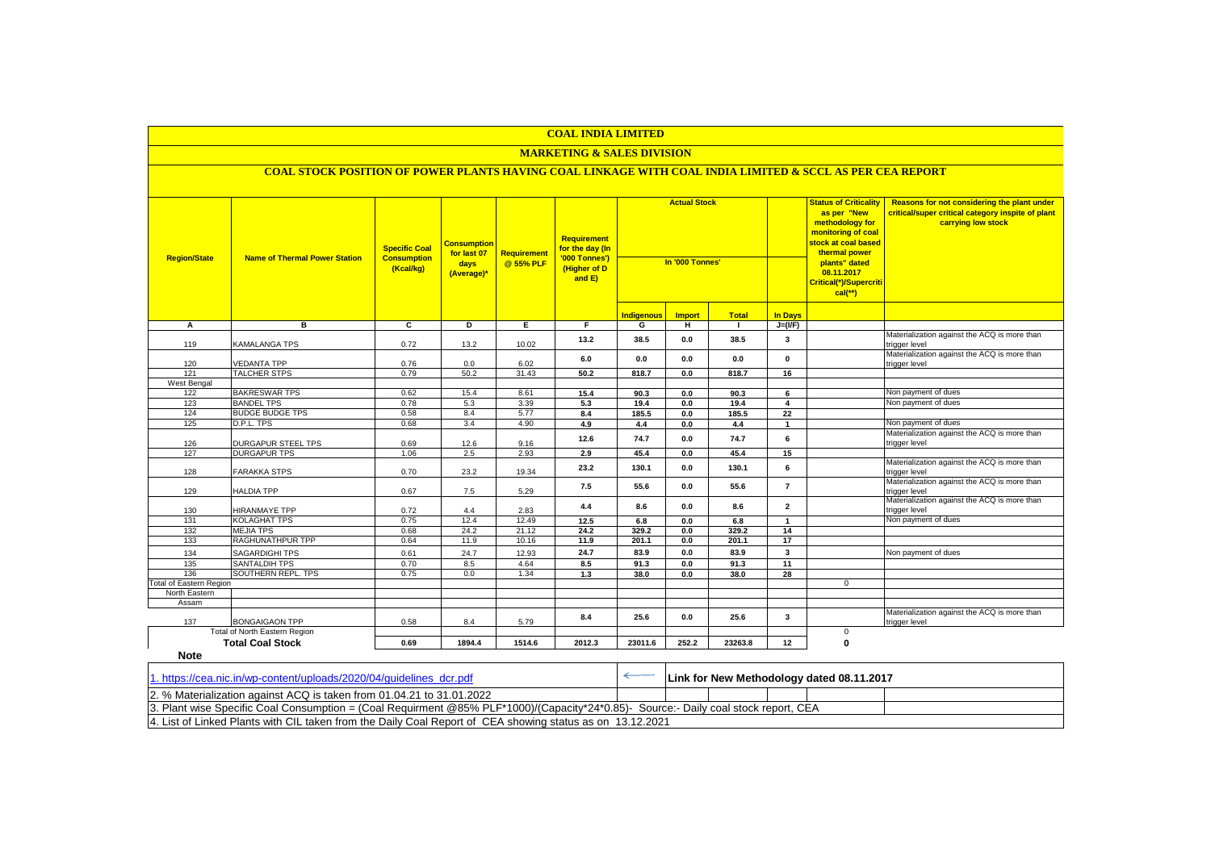# COAL INDIA LIMITED

## MARKETING & SALES DIVISION

### COAL STOCK POSITION OF POWER PLANTS HAVING COAL LINKAGE WITH COAL INDIA LIMITED & SCCL AS PER CEA REPORT

| Region/State | Name of Thermal Power Station | Specific Coal Consumption (Kcal/kg) | Consumption for last 07 days (Average)* | Requirement @ 55% PLF | Requirement for the day (In '000 Tonnes') (Higher of D and E) | Actual Stock In '000 Tonnes' | | | | Status of Criticality as per "New methodology for monitoring of coal stock at coal based thermal power plants" dated 08.11.2017 Critical(*)/Supercritical(**) | Reasons for not considering the plant under critical/super critical category inspite of plant carrying low stock |
|---|---|---|---|---|---|---|---|---|---|---|---|
| | | | | | | Indigenous | Import | Total | In Days | | |
| A | B | C | D | E | F | G | H | I | J=(I/F) | | |
| 119 | KAMALANGA TPS | 0.72 | 13.2 | 10.02 | 13.2 | 38.5 | 0.0 | 38.5 | 3 | | Materialization against the ACQ is more than trigger level |
| 120 | VEDANTA TPP | 0.76 | 0.0 | 6.02 | 6.0 | 0.0 | 0.0 | 0.0 | 0 | | Materialization against the ACQ is more than trigger level |
| 121 | TALCHER STPS | 0.79 | 50.2 | 31.43 | 50.2 | 818.7 | 0.0 | 818.7 | 16 | | |
| West Bengal | | | | | | | | | | | |
| 122 | BAKRESWAR TPS | 0.62 | 15.4 | 8.61 | 15.4 | 90.3 | 0.0 | 90.3 | 6 | | Non payment of dues |
| 123 | BANDEL TPS | 0.78 | 5.3 | 3.39 | 5.3 | 19.4 | 0.0 | 19.4 | 4 | | Non payment of dues |
| 124 | BUDGE BUDGE TPS | 0.58 | 8.4 | 5.77 | 8.4 | 185.5 | 0.0 | 185.5 | 22 | | |
| 125 | D.P.L. TPS | 0.68 | 3.4 | 4.90 | 4.9 | 4.4 | 0.0 | 4.4 | 1 | | Non payment of dues |
| 126 | DURGAPUR STEEL TPS | 0.69 | 12.6 | 9.16 | 12.6 | 74.7 | 0.0 | 74.7 | 6 | | Materialization against the ACQ is more than trigger level |
| 127 | DURGAPUR TPS | 1.06 | 2.5 | 2.93 | 2.9 | 45.4 | 0.0 | 45.4 | 15 | | |
| 128 | FARAKKA STPS | 0.70 | 23.2 | 19.34 | 23.2 | 130.1 | 0.0 | 130.1 | 6 | | Materialization against the ACQ is more than trigger level |
| 129 | HALDIA TPP | 0.67 | 7.5 | 5.29 | 7.5 | 55.6 | 0.0 | 55.6 | 7 | | Materialization against the ACQ is more than trigger level |
| 130 | HIRANMAYE TPP | 0.72 | 4.4 | 2.83 | 4.4 | 8.6 | 0.0 | 8.6 | 2 | | Materialization against the ACQ is more than trigger level |
| 131 | KOLAGHAT TPS | 0.75 | 12.4 | 12.49 | 12.5 | 6.8 | 0.0 | 6.8 | 1 | | Non payment of dues |
| 132 | MEJIA TPS | 0.68 | 24.2 | 21.12 | 24.2 | 329.2 | 0.0 | 329.2 | 14 | | |
| 133 | RAGHUNATHPUR TPP | 0.64 | 11.9 | 10.16 | 11.9 | 201.1 | 0.0 | 201.1 | 17 | | |
| 134 | SAGARDIGHI TPS | 0.61 | 24.7 | 12.93 | 24.7 | 83.9 | 0.0 | 83.9 | 3 | | Non payment of dues |
| 135 | SANTALDIH TPS | 0.70 | 8.5 | 4.64 | 8.5 | 91.3 | 0.0 | 91.3 | 11 | | |
| 136 | SOUTHERN REPL. TPS | 0.75 | 0.0 | 1.34 | 1.3 | 38.0 | 0.0 | 38.0 | 28 | | |
| Total of Eastern Region | | | | | | | | | | 0 | |
| North Eastern | | | | | | | | | | | |
| Assam | | | | | | | | | | | |
| 137 | BONGAIGAON TPP | 0.58 | 8.4 | 5.79 | 8.4 | 25.6 | 0.0 | 25.6 | 3 | | Materialization against the ACQ is more than trigger level |
| Total of North Eastern Region | | | | | | | | | | 0 | |
| Total Coal Stock | | 0.69 | 1894.4 | 1514.6 | 2012.3 | 23011.6 | 252.2 | 23263.8 | 12 | 0 | |

**Note**

1. https://cea.nic.in/wp-content/uploads/2020/04/guidelines_dcr.pdf ⟵ **Link for New Methodology dated 08.11.2017**
2. % Materialization against ACQ is taken from 01.04.21 to 31.01.2022
3. Plant wise Specific Coal Consumption = (Coal Requirment @85% PLF*1000)/(Capacity*24*0.85)- Source:- Daily coal stock report, CEA
4. List of Linked Plants with CIL taken from the Daily Coal Report of CEA showing status as on 13.12.2021